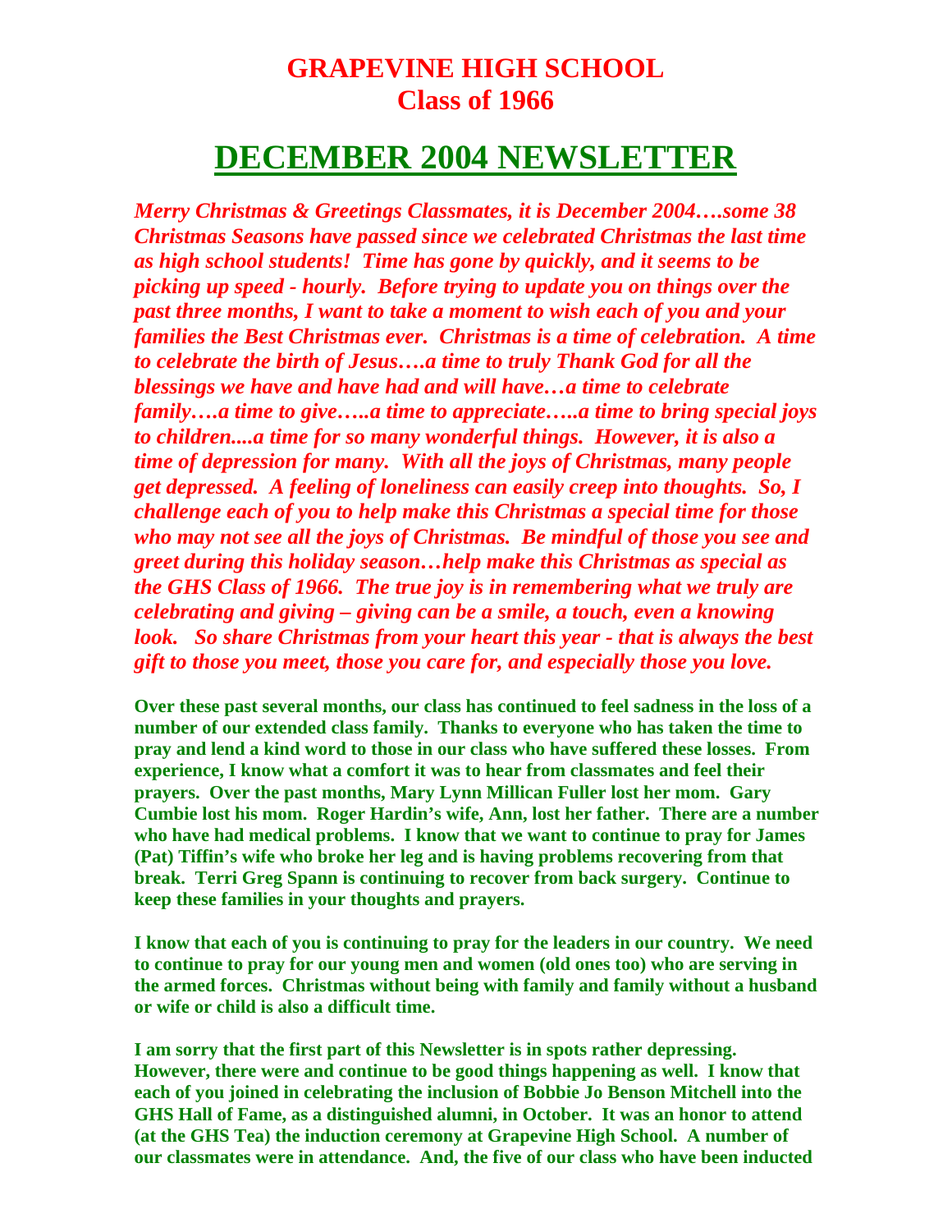# GRAPEVINE HIGH SCHOOL
# Class of 1966

## DECEMBER 2004 NEWSLETTER

***Merry Christmas & Greetings Classmates, it is December 2004….some 38 Christmas Seasons have passed since we celebrated Christmas the last time as high school students! Time has gone by quickly, and it seems to be picking up speed - hourly. Before trying to update you on things over the past three months, I want to take a moment to wish each of you and your families the Best Christmas ever. Christmas is a time of celebration. A time to celebrate the birth of Jesus….a time to truly Thank God for all the blessings we have and have had and will have…a time to celebrate family….a time to give…..a time to appreciate…..a time to bring special joys to children....a time for so many wonderful things. However, it is also a time of depression for many. With all the joys of Christmas, many people get depressed. A feeling of loneliness can easily creep into thoughts. So, I challenge each of you to help make this Christmas a special time for those who may not see all the joys of Christmas. Be mindful of those you see and greet during this holiday season…help make this Christmas as special as the GHS Class of 1966. The true joy is in remembering what we truly are celebrating and giving – giving can be a smile, a touch, even a knowing look. So share Christmas from your heart this year - that is always the best gift to those you meet, those you care for, and especially those you love.***

**Over these past several months, our class has continued to feel sadness in the loss of a number of our extended class family. Thanks to everyone who has taken the time to pray and lend a kind word to those in our class who have suffered these losses. From experience, I know what a comfort it was to hear from classmates and feel their prayers. Over the past months, Mary Lynn Millican Fuller lost her mom. Gary Cumbie lost his mom. Roger Hardin's wife, Ann, lost her father. There are a number who have had medical problems. I know that we want to continue to pray for James (Pat) Tiffin's wife who broke her leg and is having problems recovering from that break. Terri Greg Spann is continuing to recover from back surgery. Continue to keep these families in your thoughts and prayers.**

**I know that each of you is continuing to pray for the leaders in our country. We need to continue to pray for our young men and women (old ones too) who are serving in the armed forces. Christmas without being with family and family without a husband or wife or child is also a difficult time.**

**I am sorry that the first part of this Newsletter is in spots rather depressing. However, there were and continue to be good things happening as well. I know that each of you joined in celebrating the inclusion of Bobbie Jo Benson Mitchell into the GHS Hall of Fame, as a distinguished alumni, in October. It was an honor to attend (at the GHS Tea) the induction ceremony at Grapevine High School. A number of our classmates were in attendance. And, the five of our class who have been inducted**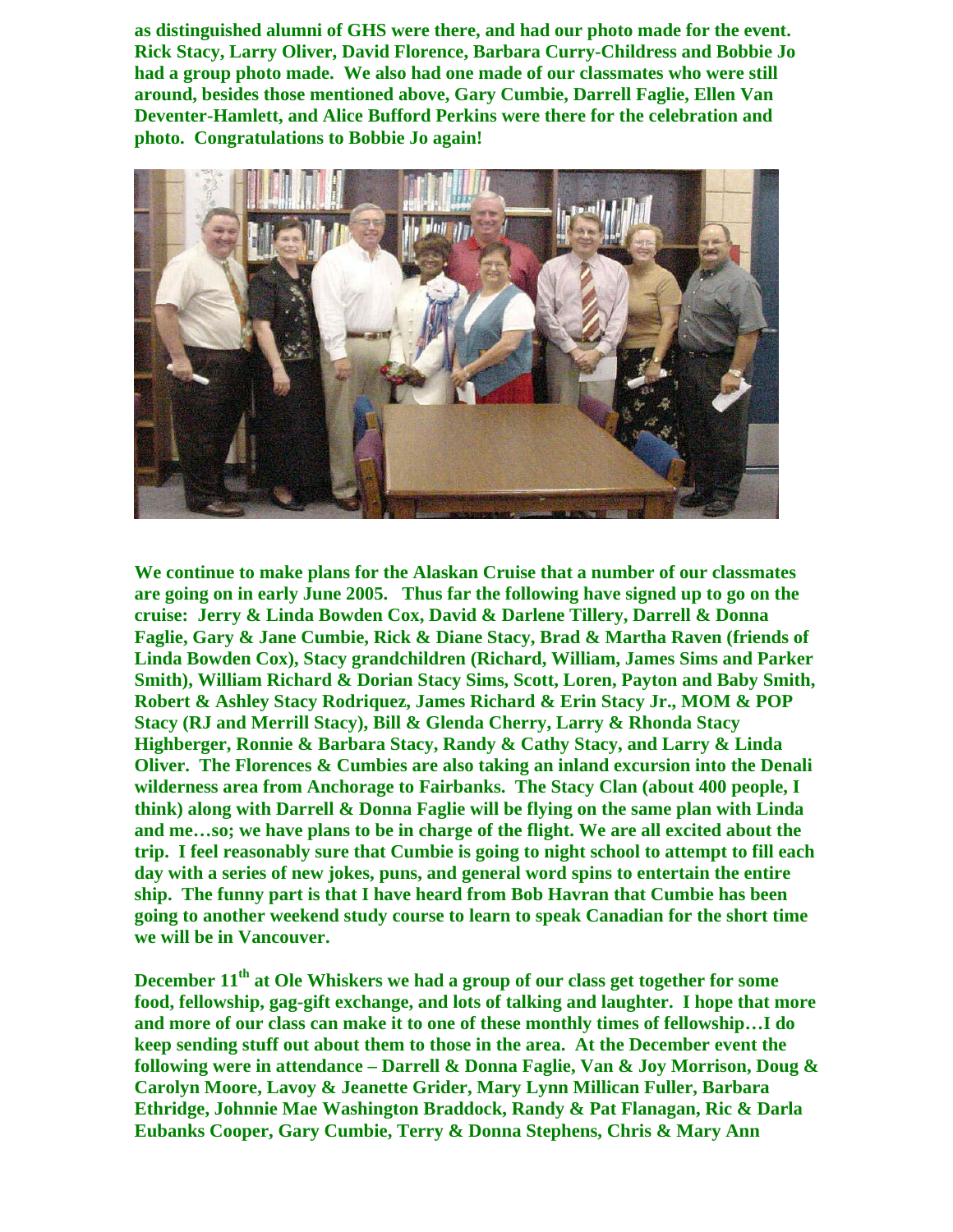**as distinguished alumni of GHS were there, and had our photo made for the event. Rick Stacy, Larry Oliver, David Florence, Barbara Curry-Childress and Bobbie Jo had a group photo made. We also had one made of our classmates who were still around, besides those mentioned above, Gary Cumbie, Darrell Faglie, Ellen Van Deventer-Hamlett, and Alice Bufford Perkins were there for the celebration and photo. Congratulations to Bobbie Jo again!**

**We continue to make plans for the Alaskan Cruise that a number of our classmates are going on in early June 2005. Thus far the following have signed up to go on the cruise: Jerry & Linda Bowden Cox, David & Darlene Tillery, Darrell & Donna Faglie, Gary & Jane Cumbie, Rick & Diane Stacy, Brad & Martha Raven (friends of Linda Bowden Cox), Stacy grandchildren (Richard, William, James Sims and Parker Smith), William Richard & Dorian Stacy Sims, Scott, Loren, Payton and Baby Smith, Robert & Ashley Stacy Rodriquez, James Richard & Erin Stacy Jr., MOM & POP Stacy (RJ and Merrill Stacy), Bill & Glenda Cherry, Larry & Rhonda Stacy Highberger, Ronnie & Barbara Stacy, Randy & Cathy Stacy, and Larry & Linda Oliver. The Florences & Cumbies are also taking an inland excursion into the Denali wilderness area from Anchorage to Fairbanks. The Stacy Clan (about 400 people, I think) along with Darrell & Donna Faglie will be flying on the same plan with Linda and me…so; we have plans to be in charge of the flight. We are all excited about the trip. I feel reasonably sure that Cumbie is going to night school to attempt to fill each day with a series of new jokes, puns, and general word spins to entertain the entire ship. The funny part is that I have heard from Bob Havran that Cumbie has been going to another weekend study course to learn to speak Canadian for the short time we will be in Vancouver.**

**December 11th at Ole Whiskers we had a group of our class get together for some food, fellowship, gag-gift exchange, and lots of talking and laughter. I hope that more and more of our class can make it to one of these monthly times of fellowship…I do keep sending stuff out about them to those in the area. At the December event the following were in attendance – Darrell & Donna Faglie, Van & Joy Morrison, Doug & Carolyn Moore, Lavoy & Jeanette Grider, Mary Lynn Millican Fuller, Barbara Ethridge, Johnnie Mae Washington Braddock, Randy & Pat Flanagan, Ric & Darla Eubanks Cooper, Gary Cumbie, Terry & Donna Stephens, Chris & Mary Ann**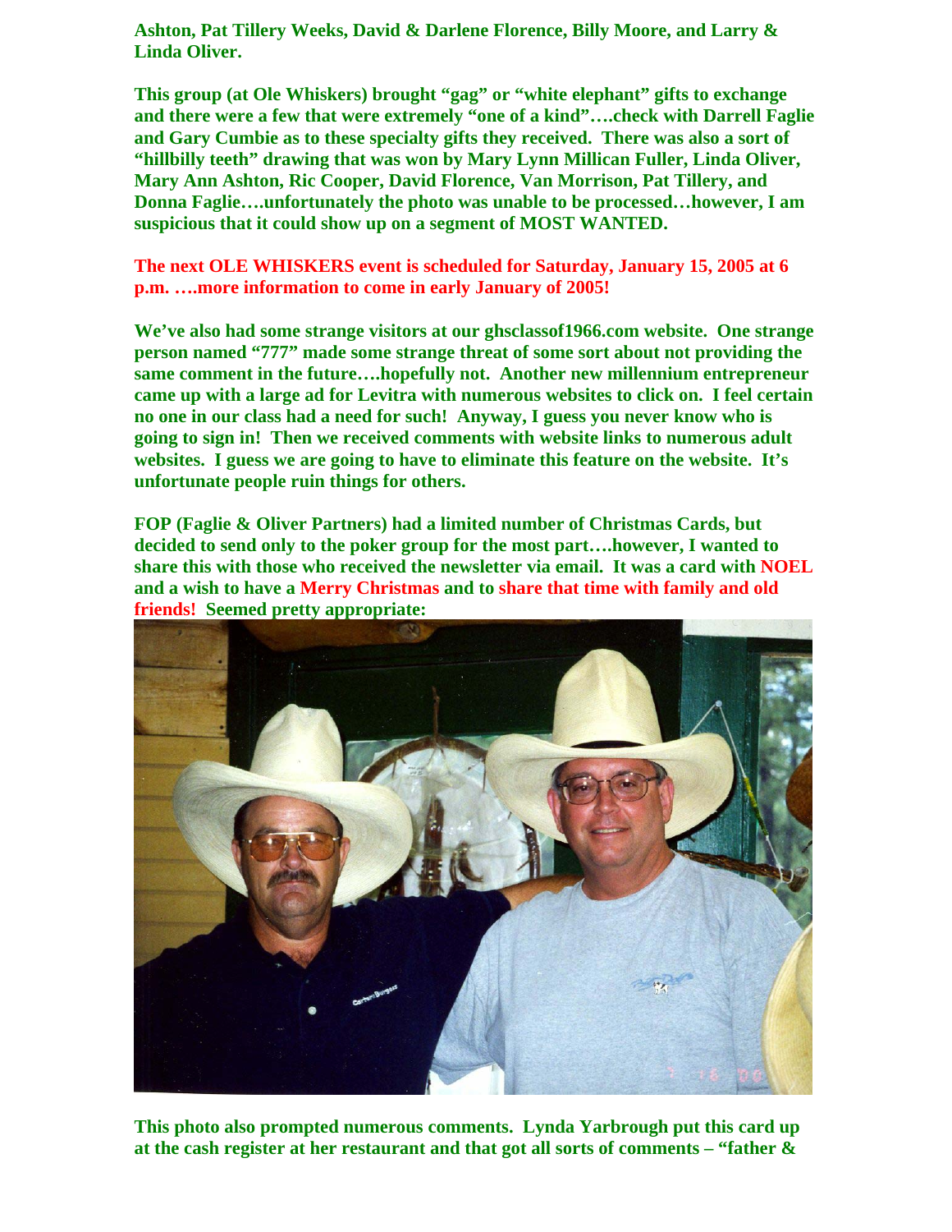**Ashton, Pat Tillery Weeks, David & Darlene Florence, Billy Moore, and Larry & Linda Oliver.**

**This group (at Ole Whiskers) brought "gag" or "white elephant" gifts to exchange and there were a few that were extremely "one of a kind"….check with Darrell Faglie and Gary Cumbie as to these specialty gifts they received. There was also a sort of "hillbilly teeth" drawing that was won by Mary Lynn Millican Fuller, Linda Oliver, Mary Ann Ashton, Ric Cooper, David Florence, Van Morrison, Pat Tillery, and Donna Faglie….unfortunately the photo was unable to be processed…however, I am suspicious that it could show up on a segment of MOST WANTED.**

**The next OLE WHISKERS event is scheduled for Saturday, January 15, 2005 at 6 p.m. ….more information to come in early January of 2005!**

**We've also had some strange visitors at our ghsclassof1966.com website. One strange person named "777" made some strange threat of some sort about not providing the same comment in the future….hopefully not. Another new millennium entrepreneur came up with a large ad for Levitra with numerous websites to click on. I feel certain no one in our class had a need for such! Anyway, I guess you never know who is going to sign in! Then we received comments with website links to numerous adult websites. I guess we are going to have to eliminate this feature on the website. It's unfortunate people ruin things for others.**

**FOP (Faglie & Oliver Partners) had a limited number of Christmas Cards, but decided to send only to the poker group for the most part….however, I wanted to share this with those who received the newsletter via email. It was a card with NOEL and a wish to have a Merry Christmas and to share that time with family and old friends! Seemed pretty appropriate:**

**This photo also prompted numerous comments. Lynda Yarbrough put this card up at the cash register at her restaurant and that got all sorts of comments – "father &**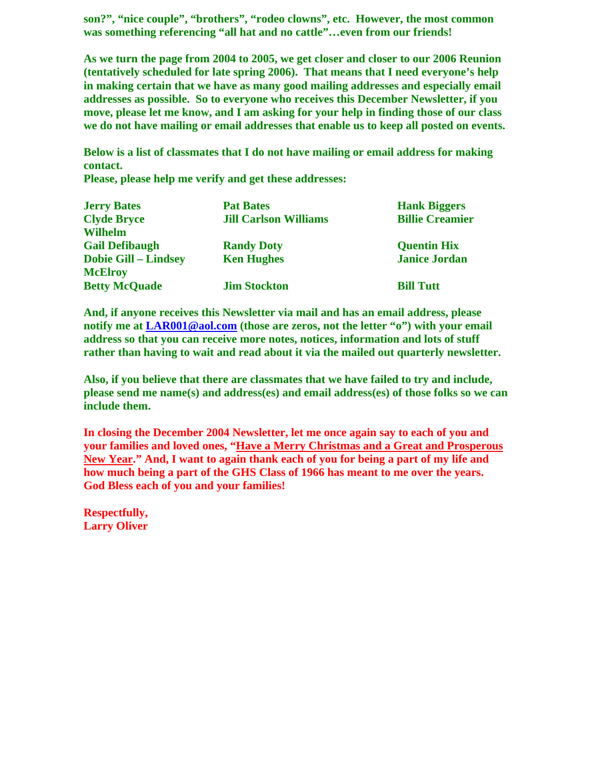**son?", "nice couple", "brothers", "rodeo clowns", etc. However, the most common was something referencing "all hat and no cattle"…even from our friends!**

**As we turn the page from 2004 to 2005, we get closer and closer to our 2006 Reunion (tentatively scheduled for late spring 2006). That means that I need everyone's help in making certain that we have as many good mailing addresses and especially email addresses as possible. So to everyone who receives this December Newsletter, if you move, please let me know, and I am asking for your help in finding those of our class we do not have mailing or email addresses that enable us to keep all posted on events.**

**Below is a list of classmates that I do not have mailing or email address for making contact.**
**Please, please help me verify and get these addresses:**

| | | |
|---|---|---|
| **Jerry Bates** | **Pat Bates** | **Hank Biggers** |
| **Clyde Bryce Wilhelm** | **Jill Carlson Williams** | **Billie Creamier** |
| **Gail Defibaugh** | **Randy Doty** | **Quentin Hix** |
| **Dobie Gill – Lindsey McElroy** | **Ken Hughes** | **Janice Jordan** |
| **Betty McQuade** | **Jim Stockton** | **Bill Tutt** |

**And, if anyone receives this Newsletter via mail and has an email address, please notify me at LAR001@aol.com (those are zeros, not the letter "o") with your email address so that you can receive more notes, notices, information and lots of stuff rather than having to wait and read about it via the mailed out quarterly newsletter.**

**Also, if you believe that there are classmates that we have failed to try and include, please send me name(s) and address(es) and email address(es) of those folks so we can include them.**

**In closing the December 2004 Newsletter, let me once again say to each of you and your families and loved ones, "Have a Merry Christmas and a Great and Prosperous New Year." And, I want to again thank each of you for being a part of my life and how much being a part of the GHS Class of 1966 has meant to me over the years. God Bless each of you and your families!**

**Respectfully,**
**Larry Oliver**